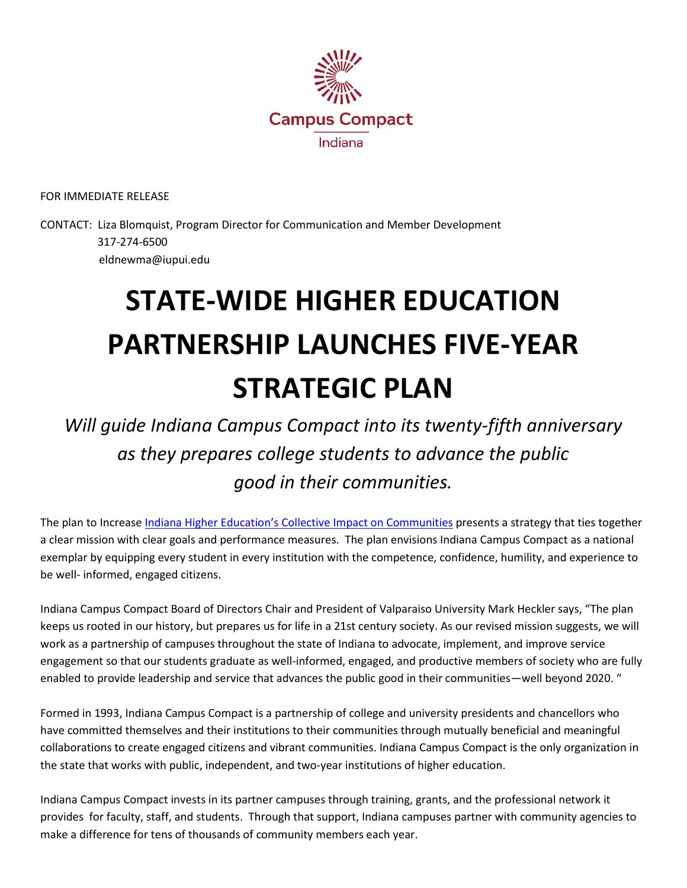Campus Compact

Indiana

FOR IMMEDIATE RELEASE

CONTACT: Liza Blomquist, Program Director for Communication and Member Development
317-274-6500
eldnewma@iupui.edu

# STATE-WIDE HIGHER EDUCATION PARTNERSHIP LAUNCHES FIVE-YEAR STRATEGIC PLAN

*Will guide Indiana Campus Compact into its twenty-fifth anniversary as they prepares college students to advance the public good in their communities.*

The plan to Increase Indiana Higher Education's Collective Impact on Communities presents a strategy that ties together a clear mission with clear goals and performance measures. The plan envisions Indiana Campus Compact as a national exemplar by equipping every student in every institution with the competence, confidence, humility, and experience to be well- informed, engaged citizens.

Indiana Campus Compact Board of Directors Chair and President of Valparaiso University Mark Heckler says, "The plan keeps us rooted in our history, but prepares us for life in a 21st century society. As our revised mission suggests, we will work as a partnership of campuses throughout the state of Indiana to advocate, implement, and improve service engagement so that our students graduate as well-informed, engaged, and productive members of society who are fully enabled to provide leadership and service that advances the public good in their communities—well beyond 2020. "

Formed in 1993, Indiana Campus Compact is a partnership of college and university presidents and chancellors who have committed themselves and their institutions to their communities through mutually beneficial and meaningful collaborations to create engaged citizens and vibrant communities. Indiana Campus Compact is the only organization in the state that works with public, independent, and two-year institutions of higher education.

Indiana Campus Compact invests in its partner campuses through training, grants, and the professional network it provides for faculty, staff, and students. Through that support, Indiana campuses partner with community agencies to make a difference for tens of thousands of community members each year.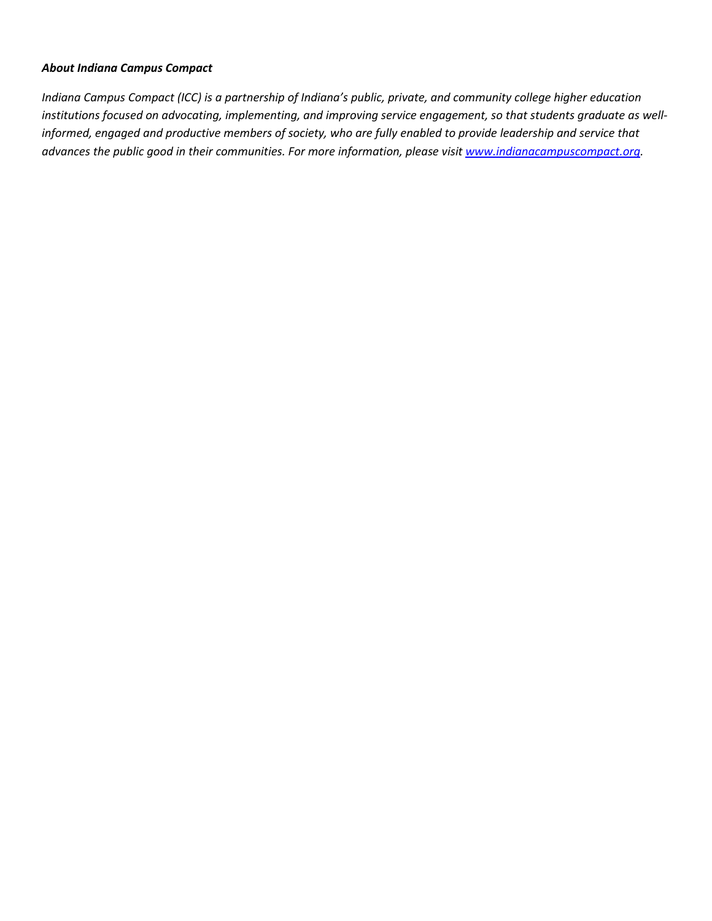***About Indiana Campus Compact***

*Indiana Campus Compact (ICC) is a partnership of Indiana's public, private, and community college higher education institutions focused on advocating, implementing, and improving service engagement, so that students graduate as well-informed, engaged and productive members of society, who are fully enabled to provide leadership and service that advances the public good in their communities. For more information, please visit [www.indianacampuscompact.org](http://www.indianacampuscompact.org).*